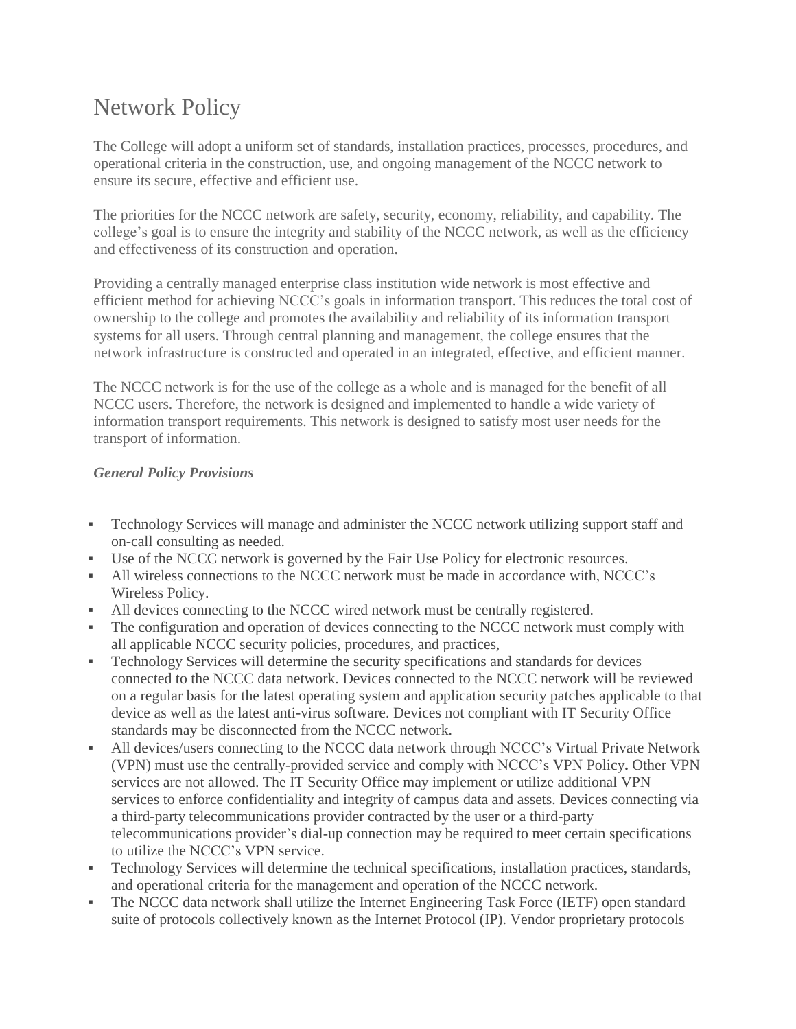# Network Policy

The College will adopt a uniform set of standards, installation practices, processes, procedures, and operational criteria in the construction, use, and ongoing management of the NCCC network to ensure its secure, effective and efficient use.

The priorities for the NCCC network are safety, security, economy, reliability, and capability. The college's goal is to ensure the integrity and stability of the NCCC network, as well as the efficiency and effectiveness of its construction and operation.

Providing a centrally managed enterprise class institution wide network is most effective and efficient method for achieving NCCC's goals in information transport. This reduces the total cost of ownership to the college and promotes the availability and reliability of its information transport systems for all users. Through central planning and management, the college ensures that the network infrastructure is constructed and operated in an integrated, effective, and efficient manner.

The NCCC network is for the use of the college as a whole and is managed for the benefit of all NCCC users. Therefore, the network is designed and implemented to handle a wide variety of information transport requirements. This network is designed to satisfy most user needs for the transport of information.

***General Policy Provisions***

- Technology Services will manage and administer the NCCC network utilizing support staff and on-call consulting as needed.
- Use of the NCCC network is governed by the Fair Use Policy for electronic resources.
- All wireless connections to the NCCC network must be made in accordance with, NCCC's Wireless Policy.
- All devices connecting to the NCCC wired network must be centrally registered.
- The configuration and operation of devices connecting to the NCCC network must comply with all applicable NCCC security policies, procedures, and practices,
- Technology Services will determine the security specifications and standards for devices connected to the NCCC data network. Devices connected to the NCCC network will be reviewed on a regular basis for the latest operating system and application security patches applicable to that device as well as the latest anti-virus software. Devices not compliant with IT Security Office standards may be disconnected from the NCCC network.
- All devices/users connecting to the NCCC data network through NCCC's Virtual Private Network (VPN) must use the centrally-provided service and comply with NCCC's VPN Policy**.** Other VPN services are not allowed. The IT Security Office may implement or utilize additional VPN services to enforce confidentiality and integrity of campus data and assets. Devices connecting via a third-party telecommunications provider contracted by the user or a third-party telecommunications provider's dial-up connection may be required to meet certain specifications to utilize the NCCC's VPN service.
- Technology Services will determine the technical specifications, installation practices, standards, and operational criteria for the management and operation of the NCCC network.
- The NCCC data network shall utilize the Internet Engineering Task Force (IETF) open standard suite of protocols collectively known as the Internet Protocol (IP). Vendor proprietary protocols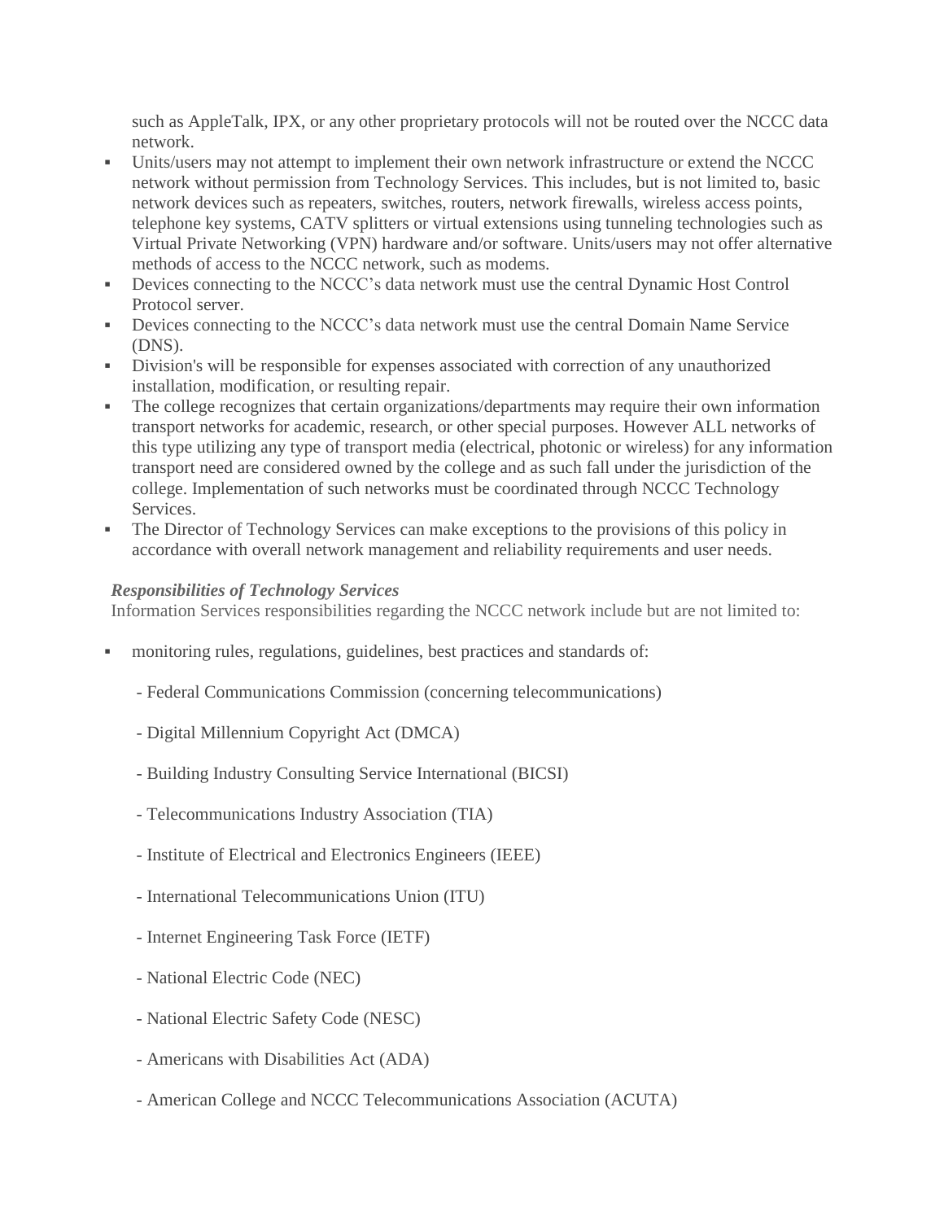such as AppleTalk, IPX, or any other proprietary protocols will not be routed over the NCCC data network.

- Units/users may not attempt to implement their own network infrastructure or extend the NCCC network without permission from Technology Services. This includes, but is not limited to, basic network devices such as repeaters, switches, routers, network firewalls, wireless access points, telephone key systems, CATV splitters or virtual extensions using tunneling technologies such as Virtual Private Networking (VPN) hardware and/or software. Units/users may not offer alternative methods of access to the NCCC network, such as modems.
- Devices connecting to the NCCC's data network must use the central Dynamic Host Control Protocol server.
- Devices connecting to the NCCC's data network must use the central Domain Name Service (DNS).
- Division's will be responsible for expenses associated with correction of any unauthorized installation, modification, or resulting repair.
- The college recognizes that certain organizations/departments may require their own information transport networks for academic, research, or other special purposes. However ALL networks of this type utilizing any type of transport media (electrical, photonic or wireless) for any information transport need are considered owned by the college and as such fall under the jurisdiction of the college. Implementation of such networks must be coordinated through NCCC Technology Services.
- The Director of Technology Services can make exceptions to the provisions of this policy in accordance with overall network management and reliability requirements and user needs.

***Responsibilities of Technology Services***

Information Services responsibilities regarding the NCCC network include but are not limited to:

- monitoring rules, regulations, guidelines, best practices and standards of:

  - Federal Communications Commission (concerning telecommunications)

  - Digital Millennium Copyright Act (DMCA)

  - Building Industry Consulting Service International (BICSI)

  - Telecommunications Industry Association (TIA)

  - Institute of Electrical and Electronics Engineers (IEEE)

  - International Telecommunications Union (ITU)

  - Internet Engineering Task Force (IETF)

  - National Electric Code (NEC)

  - National Electric Safety Code (NESC)

  - Americans with Disabilities Act (ADA)

  - American College and NCCC Telecommunications Association (ACUTA)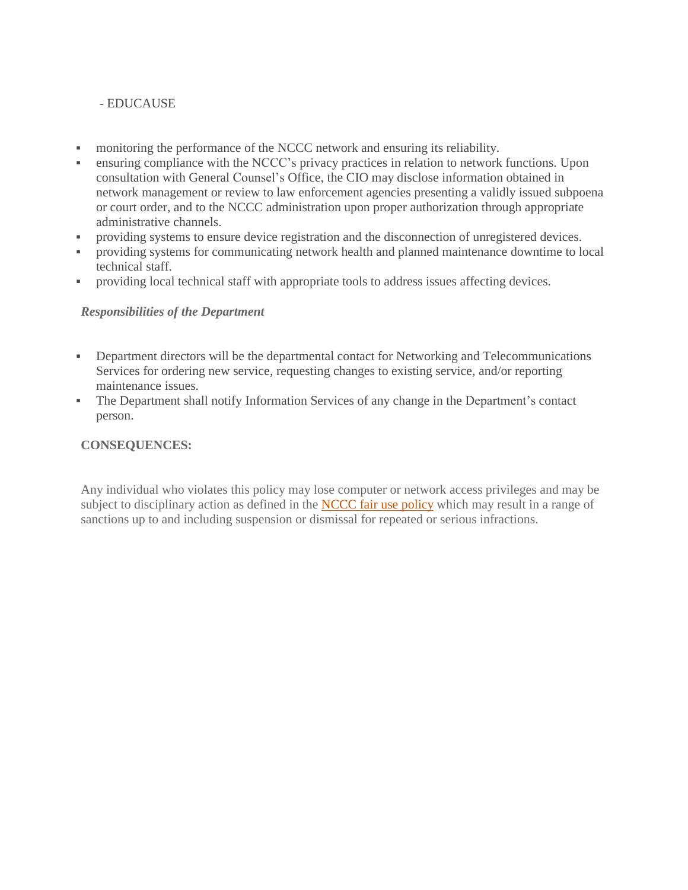- EDUCAUSE

- monitoring the performance of the NCCC network and ensuring its reliability.
- ensuring compliance with the NCCC's privacy practices in relation to network functions. Upon consultation with General Counsel's Office, the CIO may disclose information obtained in network management or review to law enforcement agencies presenting a validly issued subpoena or court order, and to the NCCC administration upon proper authorization through appropriate administrative channels.
- providing systems to ensure device registration and the disconnection of unregistered devices.
- providing systems for communicating network health and planned maintenance downtime to local technical staff.
- providing local technical staff with appropriate tools to address issues affecting devices.

***Responsibilities of the Department***

- Department directors will be the departmental contact for Networking and Telecommunications Services for ordering new service, requesting changes to existing service, and/or reporting maintenance issues.
- The Department shall notify Information Services of any change in the Department's contact person.

**CONSEQUENCES:**

Any individual who violates this policy may lose computer or network access privileges and may be subject to disciplinary action as defined in the NCCC fair use policy which may result in a range of sanctions up to and including suspension or dismissal for repeated or serious infractions.